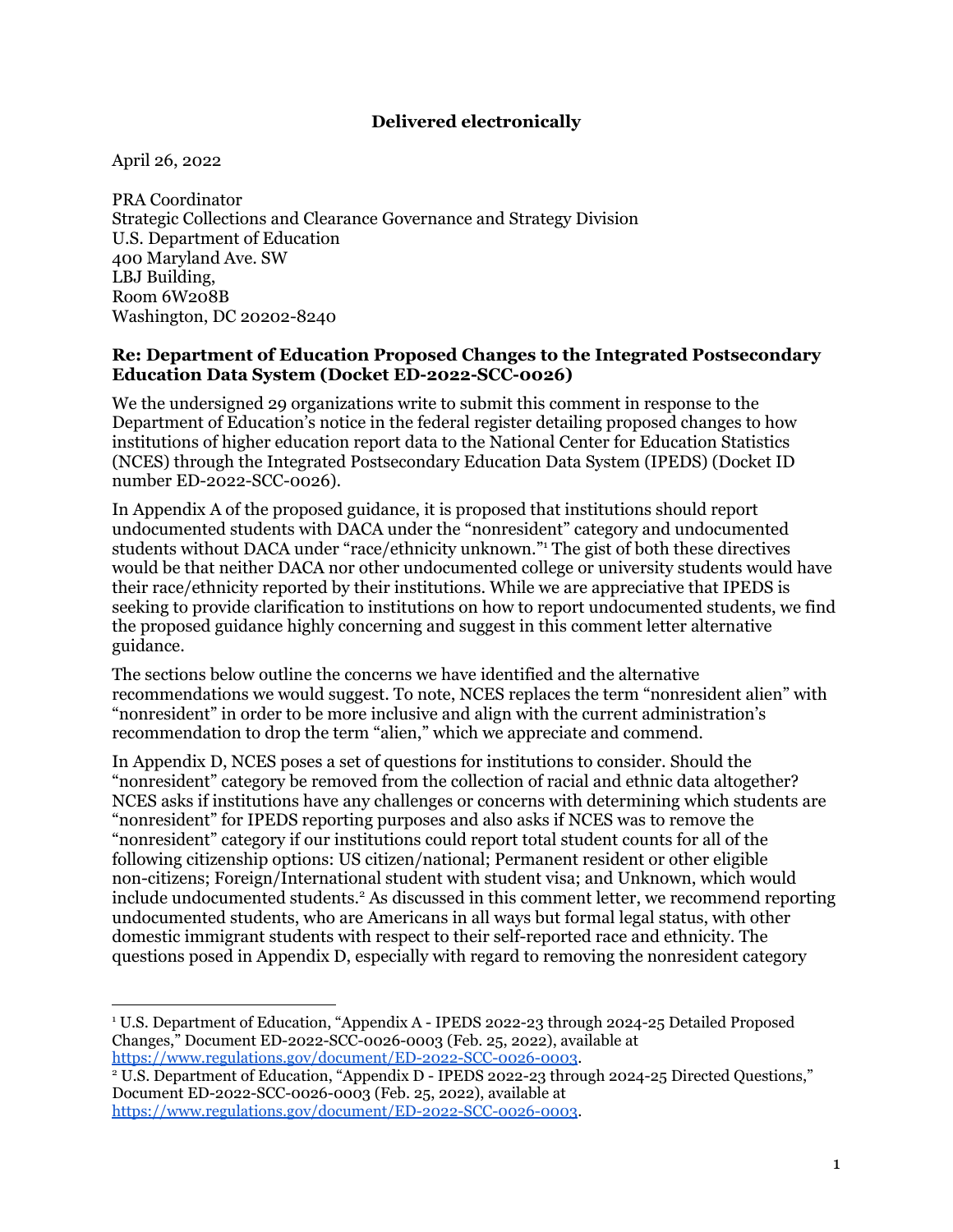**Delivered electronically**

April 26, 2022

PRA Coordinator
Strategic Collections and Clearance Governance and Strategy Division
U.S. Department of Education
400 Maryland Ave. SW
LBJ Building,
Room 6W208B
Washington, DC 20202-8240

**Re: Department of Education Proposed Changes to the Integrated Postsecondary Education Data System (Docket ED-2022-SCC-0026)**

We the undersigned 29 organizations write to submit this comment in response to the Department of Education's notice in the federal register detailing proposed changes to how institutions of higher education report data to the National Center for Education Statistics (NCES) through the Integrated Postsecondary Education Data System (IPEDS) (Docket ID number ED-2022-SCC-0026).

In Appendix A of the proposed guidance, it is proposed that institutions should report undocumented students with DACA under the "nonresident" category and undocumented students without DACA under "race/ethnicity unknown."[1] The gist of both these directives would be that neither DACA nor other undocumented college or university students would have their race/ethnicity reported by their institutions. While we are appreciative that IPEDS is seeking to provide clarification to institutions on how to report undocumented students, we find the proposed guidance highly concerning and suggest in this comment letter alternative guidance.

The sections below outline the concerns we have identified and the alternative recommendations we would suggest. To note, NCES replaces the term "nonresident alien" with "nonresident" in order to be more inclusive and align with the current administration's recommendation to drop the term "alien," which we appreciate and commend.

In Appendix D, NCES poses a set of questions for institutions to consider. Should the "nonresident" category be removed from the collection of racial and ethnic data altogether? NCES asks if institutions have any challenges or concerns with determining which students are "nonresident" for IPEDS reporting purposes and also asks if NCES was to remove the "nonresident" category if our institutions could report total student counts for all of the following citizenship options: US citizen/national; Permanent resident or other eligible non-citizens; Foreign/International student with student visa; and Unknown, which would include undocumented students.[2] As discussed in this comment letter, we recommend reporting undocumented students, who are Americans in all ways but formal legal status, with other domestic immigrant students with respect to their self-reported race and ethnicity. The questions posed in Appendix D, especially with regard to removing the nonresident category

---

[1] U.S. Department of Education, "Appendix A - IPEDS 2022-23 through 2024-25 Detailed Proposed Changes," Document ED-2022-SCC-0026-0003 (Feb. 25, 2022), available at https://www.regulations.gov/document/ED-2022-SCC-0026-0003.

[2] U.S. Department of Education, "Appendix D - IPEDS 2022-23 through 2024-25 Directed Questions," Document ED-2022-SCC-0026-0003 (Feb. 25, 2022), available at https://www.regulations.gov/document/ED-2022-SCC-0026-0003.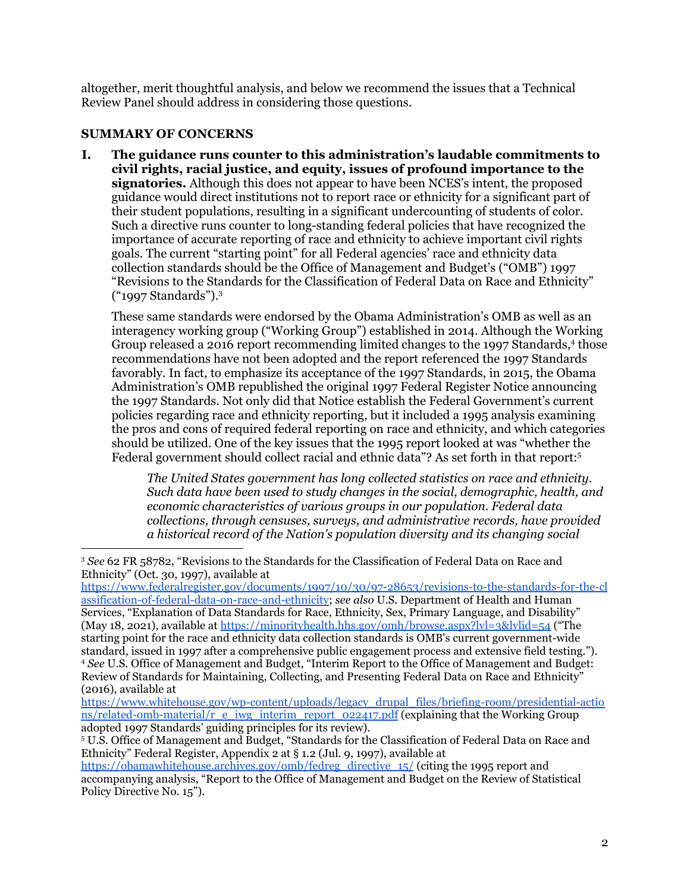altogether, merit thoughtful analysis, and below we recommend the issues that a Technical Review Panel should address in considering those questions.

**SUMMARY OF CONCERNS**

**I. The guidance runs counter to this administration's laudable commitments to civil rights, racial justice, and equity, issues of profound importance to the signatories.** Although this does not appear to have been NCES's intent, the proposed guidance would direct institutions not to report race or ethnicity for a significant part of their student populations, resulting in a significant undercounting of students of color. Such a directive runs counter to long-standing federal policies that have recognized the importance of accurate reporting of race and ethnicity to achieve important civil rights goals. The current "starting point" for all Federal agencies' race and ethnicity data collection standards should be the Office of Management and Budget's ("OMB") 1997 "Revisions to the Standards for the Classification of Federal Data on Race and Ethnicity" ("1997 Standards").[3]

These same standards were endorsed by the Obama Administration's OMB as well as an interagency working group ("Working Group") established in 2014. Although the Working Group released a 2016 report recommending limited changes to the 1997 Standards,[4] those recommendations have not been adopted and the report referenced the 1997 Standards favorably. In fact, to emphasize its acceptance of the 1997 Standards, in 2015, the Obama Administration's OMB republished the original 1997 Federal Register Notice announcing the 1997 Standards. Not only did that Notice establish the Federal Government's current policies regarding race and ethnicity reporting, but it included a 1995 analysis examining the pros and cons of required federal reporting on race and ethnicity, and which categories should be utilized. One of the key issues that the 1995 report looked at was "whether the Federal government should collect racial and ethnic data"? As set forth in that report:[5]

> *The United States government has long collected statistics on race and ethnicity. Such data have been used to study changes in the social, demographic, health, and economic characteristics of various groups in our population. Federal data collections, through censuses, surveys, and administrative records, have provided a historical record of the Nation's population diversity and its changing social*

---

[3] *See* 62 FR 58782, "Revisions to the Standards for the Classification of Federal Data on Race and Ethnicity" (Oct. 30, 1997), available at https://www.federalregister.gov/documents/1997/10/30/97-28653/revisions-to-the-standards-for-the-classification-of-federal-data-on-race-and-ethnicity; *see also* U.S. Department of Health and Human Services, "Explanation of Data Standards for Race, Ethnicity, Sex, Primary Language, and Disability" (May 18, 2021), available at https://minorityhealth.hhs.gov/omh/browse.aspx?lvl=3&lvlid=54 ("The starting point for the race and ethnicity data collection standards is OMB's current government-wide standard, issued in 1997 after a comprehensive public engagement process and extensive field testing.").

[4] *See* U.S. Office of Management and Budget, "Interim Report to the Office of Management and Budget: Review of Standards for Maintaining, Collecting, and Presenting Federal Data on Race and Ethnicity" (2016), available at https://www.whitehouse.gov/wp-content/uploads/legacy_drupal_files/briefing-room/presidential-actions/related-omb-material/r_e_iwg_interim_report_022417.pdf (explaining that the Working Group adopted 1997 Standards' guiding principles for its review).

[5] U.S. Office of Management and Budget, "Standards for the Classification of Federal Data on Race and Ethnicity" Federal Register, Appendix 2 at § 1.2 (Jul. 9, 1997), available at https://obamawhitehouse.archives.gov/omb/fedreg_directive_15/ (citing the 1995 report and accompanying analysis, "Report to the Office of Management and Budget on the Review of Statistical Policy Directive No. 15").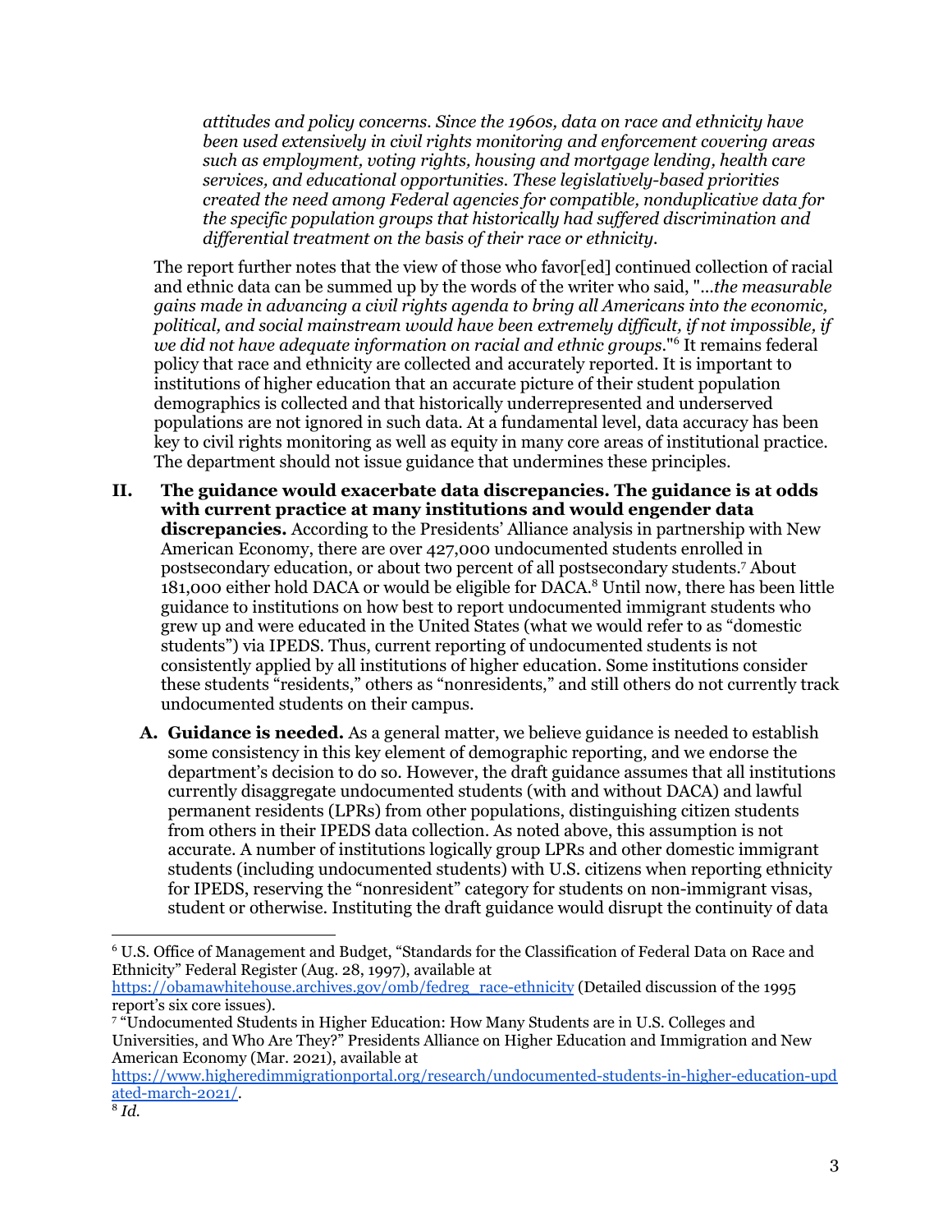*attitudes and policy concerns. Since the 1960s, data on race and ethnicity have been used extensively in civil rights monitoring and enforcement covering areas such as employment, voting rights, housing and mortgage lending, health care services, and educational opportunities. These legislatively-based priorities created the need among Federal agencies for compatible, nonduplicative data for the specific population groups that historically had suffered discrimination and differential treatment on the basis of their race or ethnicity.*

The report further notes that the view of those who favor[ed] continued collection of racial and ethnic data can be summed up by the words of the writer who said, "*...the measurable gains made in advancing a civil rights agenda to bring all Americans into the economic, political, and social mainstream would have been extremely difficult, if not impossible, if we did not have adequate information on racial and ethnic groups*."[6] It remains federal policy that race and ethnicity are collected and accurately reported. It is important to institutions of higher education that an accurate picture of their student population demographics is collected and that historically underrepresented and underserved populations are not ignored in such data. At a fundamental level, data accuracy has been key to civil rights monitoring as well as equity in many core areas of institutional practice. The department should not issue guidance that undermines these principles.

II. **The guidance would exacerbate data discrepancies. The guidance is at odds with current practice at many institutions and would engender data discrepancies.** According to the Presidents' Alliance analysis in partnership with New American Economy, there are over 427,000 undocumented students enrolled in postsecondary education, or about two percent of all postsecondary students.[7] About 181,000 either hold DACA or would be eligible for DACA.[8] Until now, there has been little guidance to institutions on how best to report undocumented immigrant students who grew up and were educated in the United States (what we would refer to as "domestic students") via IPEDS. Thus, current reporting of undocumented students is not consistently applied by all institutions of higher education. Some institutions consider these students "residents," others as "nonresidents," and still others do not currently track undocumented students on their campus.

   A. **Guidance is needed.** As a general matter, we believe guidance is needed to establish some consistency in this key element of demographic reporting, and we endorse the department's decision to do so. However, the draft guidance assumes that all institutions currently disaggregate undocumented students (with and without DACA) and lawful permanent residents (LPRs) from other populations, distinguishing citizen students from others in their IPEDS data collection. As noted above, this assumption is not accurate. A number of institutions logically group LPRs and other domestic immigrant students (including undocumented students) with U.S. citizens when reporting ethnicity for IPEDS, reserving the "nonresident" category for students on non-immigrant visas, student or otherwise. Instituting the draft guidance would disrupt the continuity of data

---

[6] U.S. Office of Management and Budget, "Standards for the Classification of Federal Data on Race and Ethnicity" Federal Register (Aug. 28, 1997), available at https://obamawhitehouse.archives.gov/omb/fedreg_race-ethnicity (Detailed discussion of the 1995 report's six core issues).

[7] "Undocumented Students in Higher Education: How Many Students are in U.S. Colleges and Universities, and Who Are They?" Presidents Alliance on Higher Education and Immigration and New American Economy (Mar. 2021), available at https://www.higheredimmigrationportal.org/research/undocumented-students-in-higher-education-updated-march-2021/.

[8] *Id.*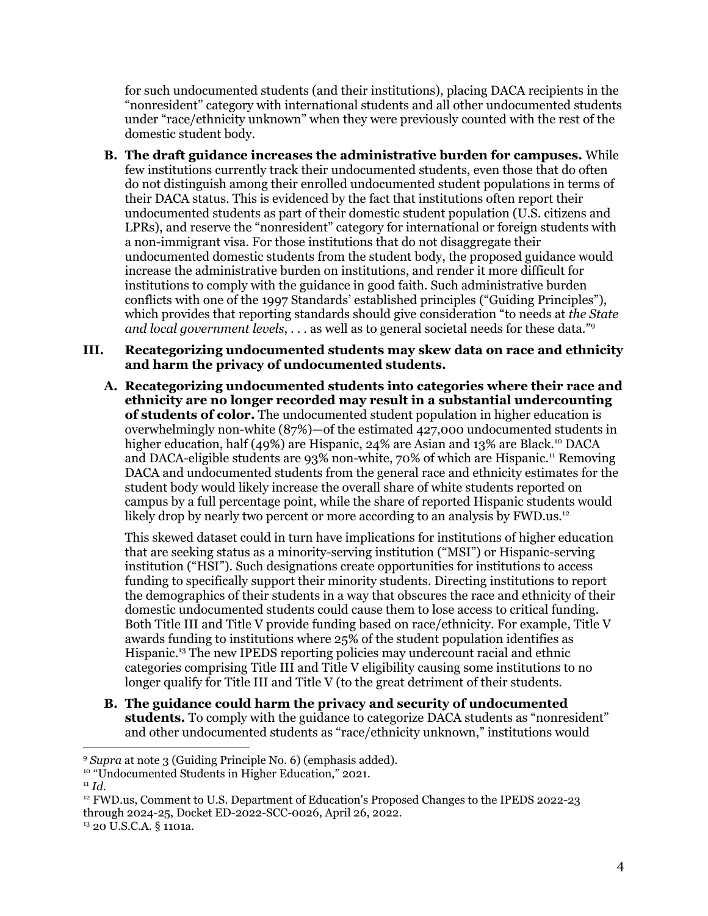for such undocumented students (and their institutions), placing DACA recipients in the "nonresident" category with international students and all other undocumented students under "race/ethnicity unknown" when they were previously counted with the rest of the domestic student body.

**B. The draft guidance increases the administrative burden for campuses.** While few institutions currently track their undocumented students, even those that do often do not distinguish among their enrolled undocumented student populations in terms of their DACA status. This is evidenced by the fact that institutions often report their undocumented students as part of their domestic student population (U.S. citizens and LPRs), and reserve the "nonresident" category for international or foreign students with a non-immigrant visa. For those institutions that do not disaggregate their undocumented domestic students from the student body, the proposed guidance would increase the administrative burden on institutions, and render it more difficult for institutions to comply with the guidance in good faith. Such administrative burden conflicts with one of the 1997 Standards' established principles ("Guiding Principles"), which provides that reporting standards should give consideration "to needs at *the State and local government levels*, . . . as well as to general societal needs for these data."[9]

## III. Recategorizing undocumented students may skew data on race and ethnicity and harm the privacy of undocumented students.

**A. Recategorizing undocumented students into categories where their race and ethnicity are no longer recorded may result in a substantial undercounting of students of color.** The undocumented student population in higher education is overwhelmingly non-white (87%)—of the estimated 427,000 undocumented students in higher education, half (49%) are Hispanic, 24% are Asian and 13% are Black.[10] DACA and DACA-eligible students are 93% non-white, 70% of which are Hispanic.[11] Removing DACA and undocumented students from the general race and ethnicity estimates for the student body would likely increase the overall share of white students reported on campus by a full percentage point, while the share of reported Hispanic students would likely drop by nearly two percent or more according to an analysis by FWD.us.[12]

This skewed dataset could in turn have implications for institutions of higher education that are seeking status as a minority-serving institution ("MSI") or Hispanic-serving institution ("HSI"). Such designations create opportunities for institutions to access funding to specifically support their minority students. Directing institutions to report the demographics of their students in a way that obscures the race and ethnicity of their domestic undocumented students could cause them to lose access to critical funding. Both Title III and Title V provide funding based on race/ethnicity. For example, Title V awards funding to institutions where 25% of the student population identifies as Hispanic.[13] The new IPEDS reporting policies may undercount racial and ethnic categories comprising Title III and Title V eligibility causing some institutions to no longer qualify for Title III and Title V (to the great detriment of their students.

**B. The guidance could harm the privacy and security of undocumented students.** To comply with the guidance to categorize DACA students as "nonresident" and other undocumented students as "race/ethnicity unknown," institutions would

---

[9] *Supra* at note 3 (Guiding Principle No. 6) (emphasis added).

[10] "Undocumented Students in Higher Education," 2021.

[11] *Id.*

[12] FWD.us, Comment to U.S. Department of Education's Proposed Changes to the IPEDS 2022-23 through 2024-25, Docket ED-2022-SCC-0026, April 26, 2022.

[13] 20 U.S.C.A. § 1101a.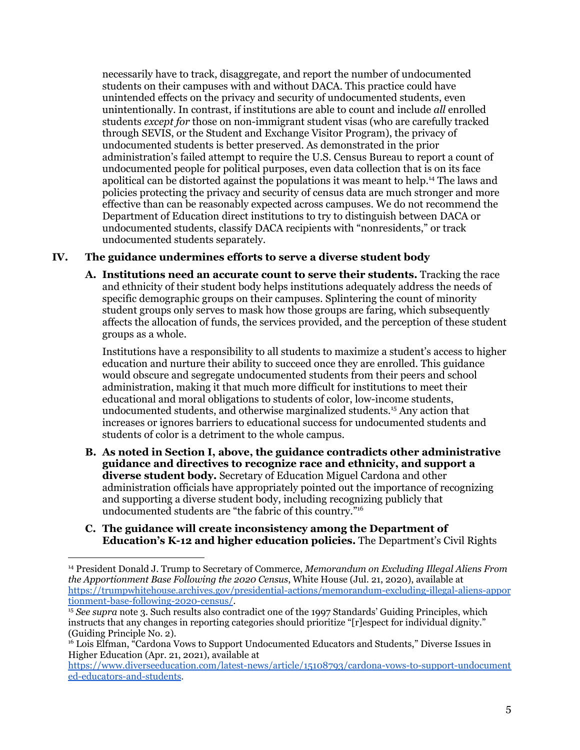necessarily have to track, disaggregate, and report the number of undocumented students on their campuses with and without DACA. This practice could have unintended effects on the privacy and security of undocumented students, even unintentionally. In contrast, if institutions are able to count and include *all* enrolled students *except for* those on non-immigrant student visas (who are carefully tracked through SEVIS, or the Student and Exchange Visitor Program), the privacy of undocumented students is better preserved. As demonstrated in the prior administration's failed attempt to require the U.S. Census Bureau to report a count of undocumented people for political purposes, even data collection that is on its face apolitical can be distorted against the populations it was meant to help.[14] The laws and policies protecting the privacy and security of census data are much stronger and more effective than can be reasonably expected across campuses. We do not recommend the Department of Education direct institutions to try to distinguish between DACA or undocumented students, classify DACA recipients with "nonresidents," or track undocumented students separately.

## IV. The guidance undermines efforts to serve a diverse student body

**A. Institutions need an accurate count to serve their students.** Tracking the race and ethnicity of their student body helps institutions adequately address the needs of specific demographic groups on their campuses. Splintering the count of minority student groups only serves to mask how those groups are faring, which subsequently affects the allocation of funds, the services provided, and the perception of these student groups as a whole.

Institutions have a responsibility to all students to maximize a student's access to higher education and nurture their ability to succeed once they are enrolled. This guidance would obscure and segregate undocumented students from their peers and school administration, making it that much more difficult for institutions to meet their educational and moral obligations to students of color, low-income students, undocumented students, and otherwise marginalized students.[15] Any action that increases or ignores barriers to educational success for undocumented students and students of color is a detriment to the whole campus.

**B. As noted in Section I, above, the guidance contradicts other administrative guidance and directives to recognize race and ethnicity, and support a diverse student body.** Secretary of Education Miguel Cardona and other administration officials have appropriately pointed out the importance of recognizing and supporting a diverse student body, including recognizing publicly that undocumented students are "the fabric of this country."[16]

**C. The guidance will create inconsistency among the Department of Education's K-12 and higher education policies.** The Department's Civil Rights

---

[14] President Donald J. Trump to Secretary of Commerce, *Memorandum on Excluding Illegal Aliens From the Apportionment Base Following the 2020 Census*, White House (Jul. 21, 2020), available at https://trumpwhitehouse.archives.gov/presidential-actions/memorandum-excluding-illegal-aliens-apportionment-base-following-2020-census/.

[15] *See supra* note 3. Such results also contradict one of the 1997 Standards' Guiding Principles, which instructs that any changes in reporting categories should prioritize "[r]espect for individual dignity." (Guiding Principle No. 2).

[16] Lois Elfman, "Cardona Vows to Support Undocumented Educators and Students," Diverse Issues in Higher Education (Apr. 21, 2021), available at https://www.diverseeducation.com/latest-news/article/15108793/cardona-vows-to-support-undocumented-educators-and-students.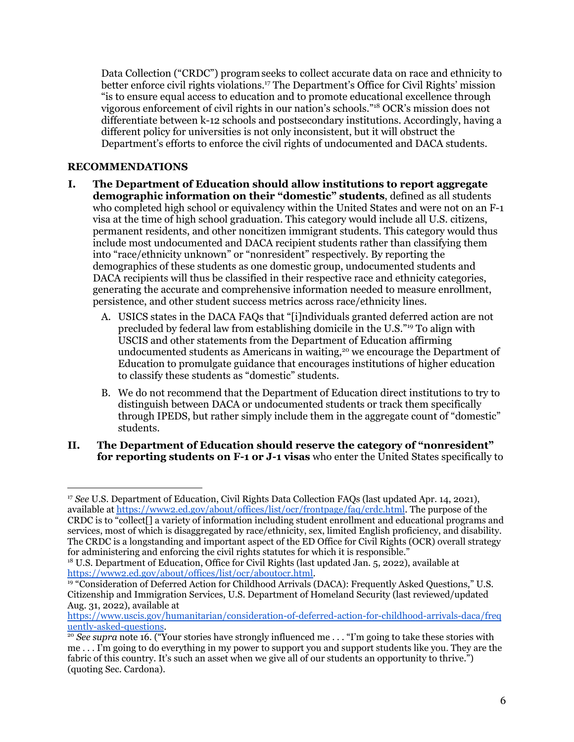Data Collection ("CRDC") program seeks to collect accurate data on race and ethnicity to better enforce civil rights violations.[17] The Department's Office for Civil Rights' mission "is to ensure equal access to education and to promote educational excellence through vigorous enforcement of civil rights in our nation's schools."[18] OCR's mission does not differentiate between k-12 schools and postsecondary institutions. Accordingly, having a different policy for universities is not only inconsistent, but it will obstruct the Department's efforts to enforce the civil rights of undocumented and DACA students.

**RECOMMENDATIONS**

**I. The Department of Education should allow institutions to report aggregate demographic information on their "domestic" students**, defined as all students who completed high school or equivalency within the United States and were not on an F-1 visa at the time of high school graduation. This category would include all U.S. citizens, permanent residents, and other noncitizen immigrant students. This category would thus include most undocumented and DACA recipient students rather than classifying them into "race/ethnicity unknown" or "nonresident" respectively. By reporting the demographics of these students as one domestic group, undocumented students and DACA recipients will thus be classified in their respective race and ethnicity categories, generating the accurate and comprehensive information needed to measure enrollment, persistence, and other student success metrics across race/ethnicity lines.

   A. USICS states in the DACA FAQs that "[i]ndividuals granted deferred action are not precluded by federal law from establishing domicile in the U.S."[19] To align with USCIS and other statements from the Department of Education affirming undocumented students as Americans in waiting,[20] we encourage the Department of Education to promulgate guidance that encourages institutions of higher education to classify these students as "domestic" students.

   B. We do not recommend that the Department of Education direct institutions to try to distinguish between DACA or undocumented students or track them specifically through IPEDS, but rather simply include them in the aggregate count of "domestic" students.

**II. The Department of Education should reserve the category of "nonresident" for reporting students on F-1 or J-1 visas** who enter the United States specifically to

---

[17] *See* U.S. Department of Education, Civil Rights Data Collection FAQs (last updated Apr. 14, 2021), available at https://www2.ed.gov/about/offices/list/ocr/frontpage/faq/crdc.html. The purpose of the CRDC is to "collect[] a variety of information including student enrollment and educational programs and services, most of which is disaggregated by race/ethnicity, sex, limited English proficiency, and disability. The CRDC is a longstanding and important aspect of the ED Office for Civil Rights (OCR) overall strategy for administering and enforcing the civil rights statutes for which it is responsible."

[18] U.S. Department of Education, Office for Civil Rights (last updated Jan. 5, 2022), available at https://www2.ed.gov/about/offices/list/ocr/aboutocr.html.

[19] "Consideration of Deferred Action for Childhood Arrivals (DACA): Frequently Asked Questions," U.S. Citizenship and Immigration Services, U.S. Department of Homeland Security (last reviewed/updated Aug. 31, 2022), available at https://www.uscis.gov/humanitarian/consideration-of-deferred-action-for-childhood-arrivals-daca/frequently-asked-questions.

[20] *See supra* note 16. ("Your stories have strongly influenced me . . . "I'm going to take these stories with me . . . I'm going to do everything in my power to support you and support students like you. They are the fabric of this country. It's such an asset when we give all of our students an opportunity to thrive.") (quoting Sec. Cardona).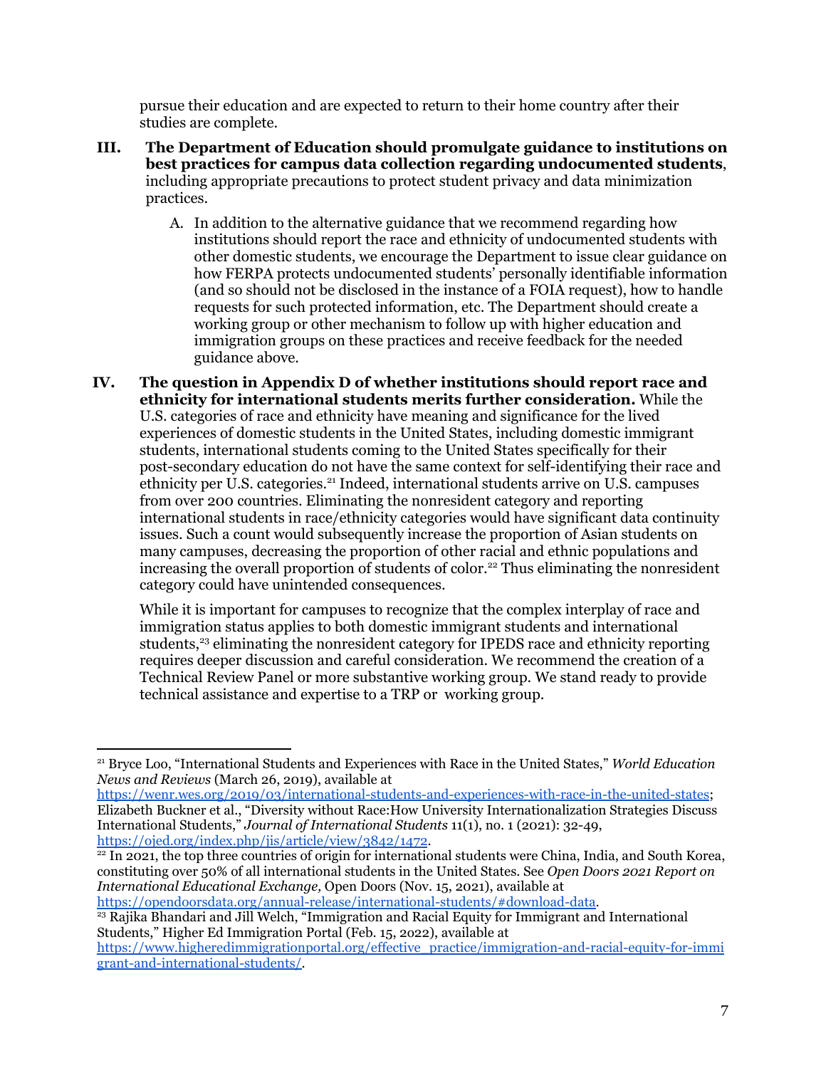pursue their education and are expected to return to their home country after their studies are complete.

III. **The Department of Education should promulgate guidance to institutions on best practices for campus data collection regarding undocumented students**, including appropriate precautions to protect student privacy and data minimization practices.

   A. In addition to the alternative guidance that we recommend regarding how institutions should report the race and ethnicity of undocumented students with other domestic students, we encourage the Department to issue clear guidance on how FERPA protects undocumented students' personally identifiable information (and so should not be disclosed in the instance of a FOIA request), how to handle requests for such protected information, etc. The Department should create a working group or other mechanism to follow up with higher education and immigration groups on these practices and receive feedback for the needed guidance above.

IV. **The question in Appendix D of whether institutions should report race and ethnicity for international students merits further consideration.** While the U.S. categories of race and ethnicity have meaning and significance for the lived experiences of domestic students in the United States, including domestic immigrant students, international students coming to the United States specifically for their post-secondary education do not have the same context for self-identifying their race and ethnicity per U.S. categories.[21] Indeed, international students arrive on U.S. campuses from over 200 countries. Eliminating the nonresident category and reporting international students in race/ethnicity categories would have significant data continuity issues. Such a count would subsequently increase the proportion of Asian students on many campuses, decreasing the proportion of other racial and ethnic populations and increasing the overall proportion of students of color.[22] Thus eliminating the nonresident category could have unintended consequences.

   While it is important for campuses to recognize that the complex interplay of race and immigration status applies to both domestic immigrant students and international students,[23] eliminating the nonresident category for IPEDS race and ethnicity reporting requires deeper discussion and careful consideration. We recommend the creation of a Technical Review Panel or more substantive working group. We stand ready to provide technical assistance and expertise to a TRP or working group.

---

[21] Bryce Loo, "International Students and Experiences with Race in the United States," *World Education News and Reviews* (March 26, 2019), available at https://wenr.wes.org/2019/03/international-students-and-experiences-with-race-in-the-united-states; Elizabeth Buckner et al., "Diversity without Race:How University Internationalization Strategies Discuss International Students," *Journal of International Students* 11(1), no. 1 (2021): 32-49, https://ojed.org/index.php/jis/article/view/3842/1472.

[22] In 2021, the top three countries of origin for international students were China, India, and South Korea, constituting over 50% of all international students in the United States. See *Open Doors 2021 Report on International Educational Exchange,* Open Doors (Nov. 15, 2021), available at https://opendoorsdata.org/annual-release/international-students/#download-data.

[23] Rajika Bhandari and Jill Welch, "Immigration and Racial Equity for Immigrant and International Students," Higher Ed Immigration Portal (Feb. 15, 2022), available at https://www.higheredimmigrationportal.org/effective_practice/immigration-and-racial-equity-for-immigrant-and-international-students/.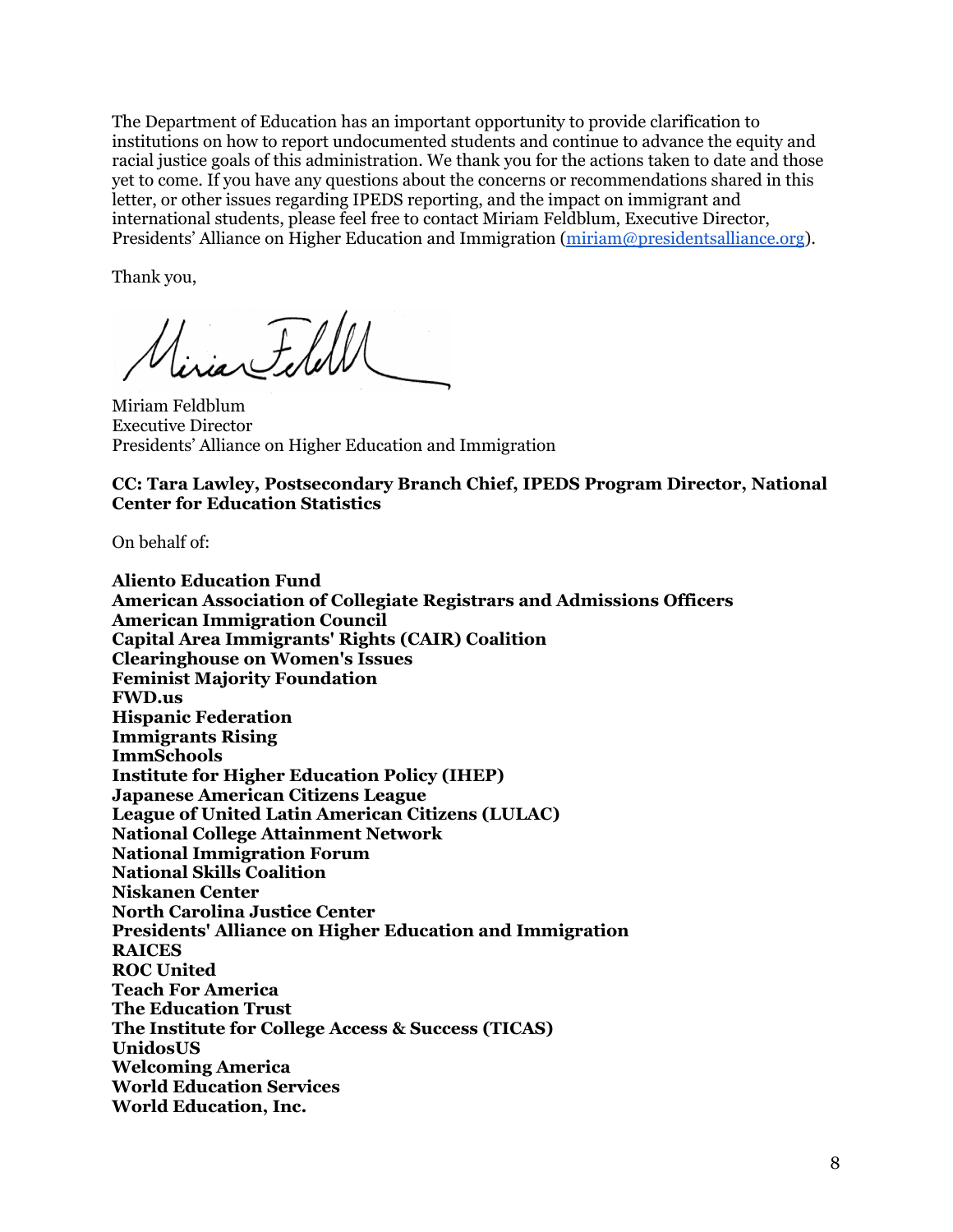The Department of Education has an important opportunity to provide clarification to institutions on how to report undocumented students and continue to advance the equity and racial justice goals of this administration. We thank you for the actions taken to date and those yet to come. If you have any questions about the concerns or recommendations shared in this letter, or other issues regarding IPEDS reporting, and the impact on immigrant and international students, please feel free to contact Miriam Feldblum, Executive Director, Presidents' Alliance on Higher Education and Immigration (miriam@presidentsalliance.org).

Thank you,

Miriam Feldblum
Executive Director
Presidents' Alliance on Higher Education and Immigration

**CC: Tara Lawley, Postsecondary Branch Chief, IPEDS Program Director, National Center for Education Statistics**

On behalf of:

**Aliento Education Fund**
**American Association of Collegiate Registrars and Admissions Officers**
**American Immigration Council**
**Capital Area Immigrants' Rights (CAIR) Coalition**
**Clearinghouse on Women's Issues**
**Feminist Majority Foundation**
**FWD.us**
**Hispanic Federation**
**Immigrants Rising**
**ImmSchools**
**Institute for Higher Education Policy (IHEP)**
**Japanese American Citizens League**
**League of United Latin American Citizens (LULAC)**
**National College Attainment Network**
**National Immigration Forum**
**National Skills Coalition**
**Niskanen Center**
**North Carolina Justice Center**
**Presidents' Alliance on Higher Education and Immigration**
**RAICES**
**ROC United**
**Teach For America**
**The Education Trust**
**The Institute for College Access & Success (TICAS)**
**UnidosUS**
**Welcoming America**
**World Education Services**
**World Education, Inc.**